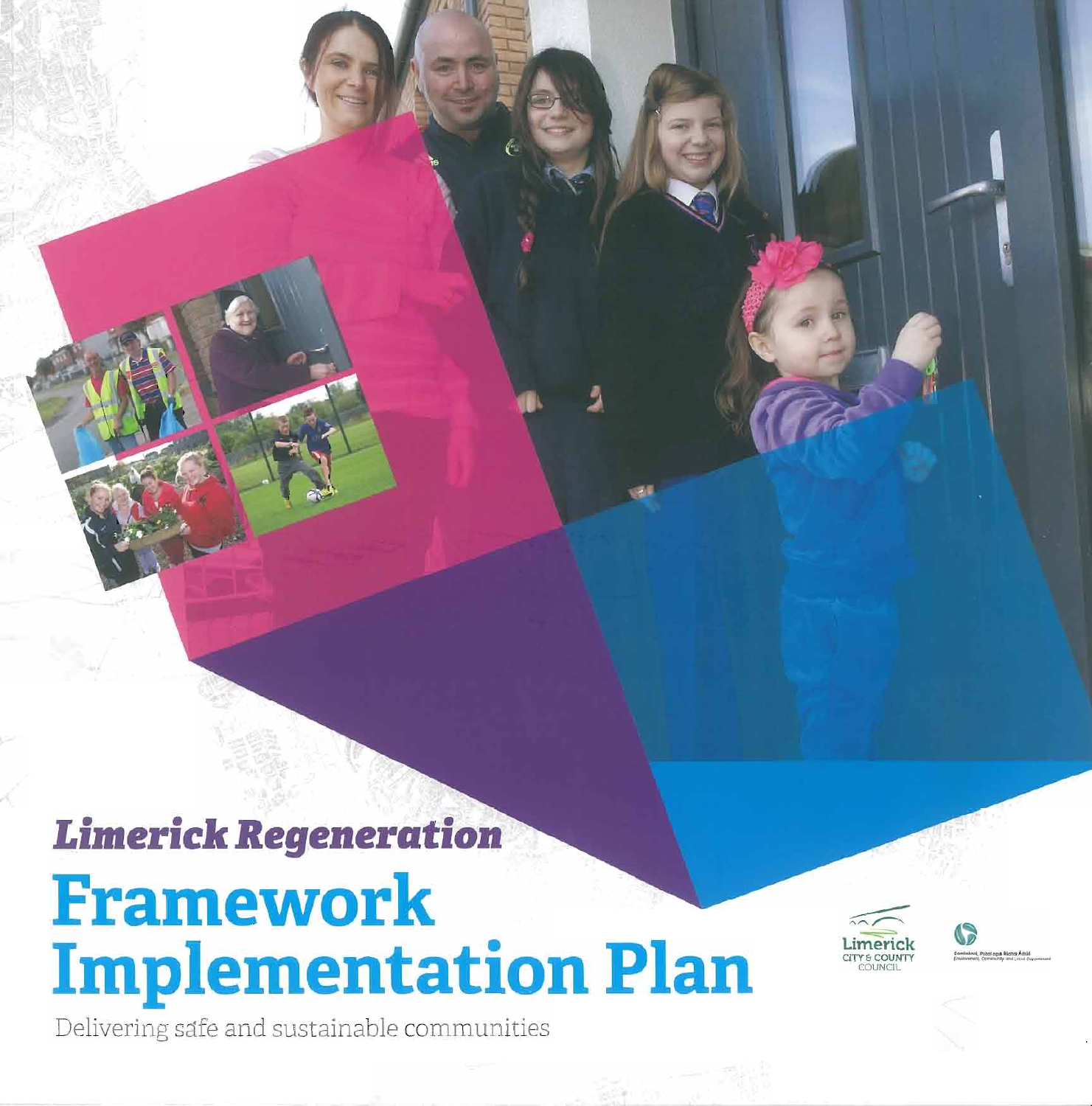*Limerick Regeneration*

# Framework Implementation Plan

Delivering safe and sustainable communities

Limerick CITY & COUNTY COUNCIL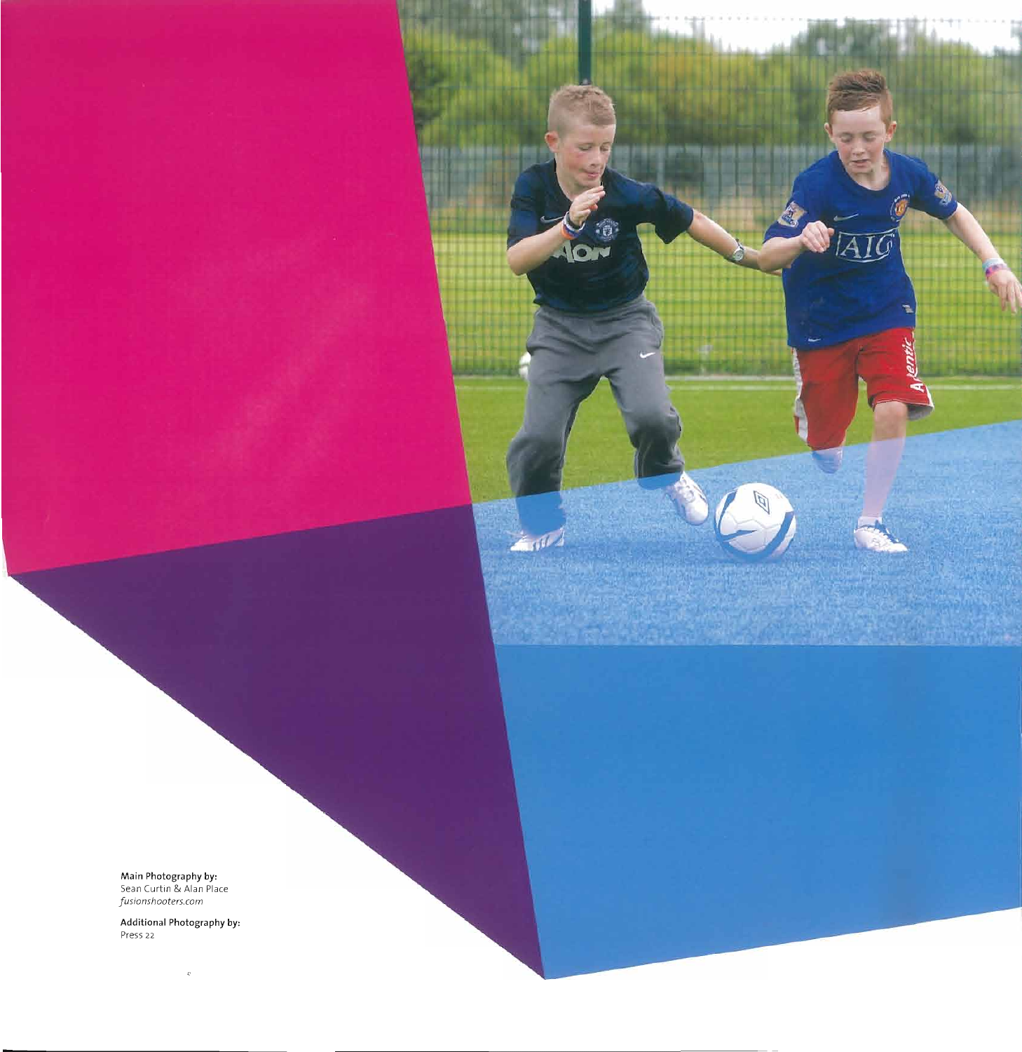**Main Photography by:**
Sean Curtin & Alan Place
*fusionshooters.com*

**Additional Photography by:**
Press 22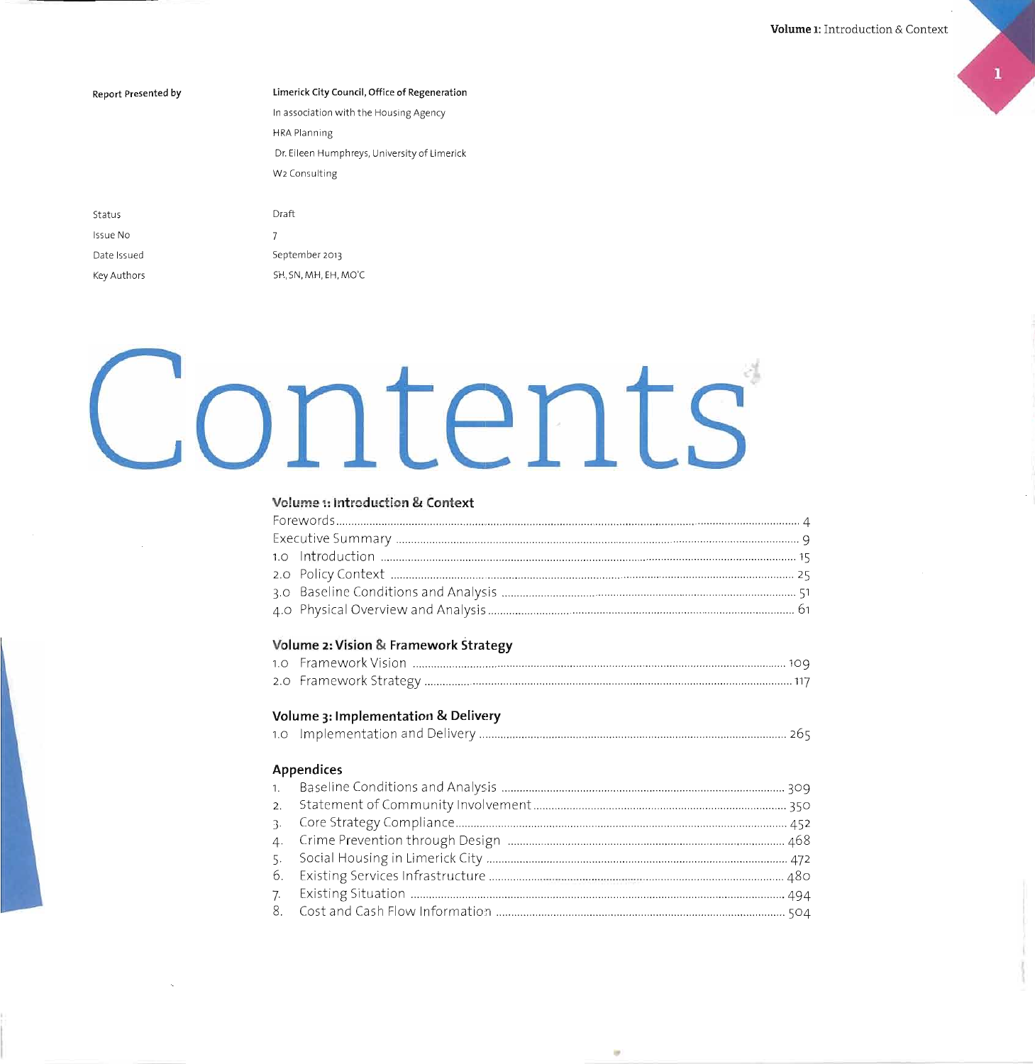| | |
|---|---|
| **Report Presented by** | **Limerick City Council, Office of Regeneration** |
| | In association with the Housing Agency |
| | HRA Planning |
| | Dr. Eileen Humphreys, University of Limerick |
| | W2 Consulting |
| Status | Draft |
| Issue No | 7 |
| Date Issued | September 2013 |
| Key Authors | SH, SN, MH, EH, MO'C |

# Contents

### Volume 1: Introduction & Context

- Forewords ..... 4
- Executive Summary ..... 9
- 1.0 Introduction ..... 15
- 2.0 Policy Context ..... 25
- 3.0 Baseline Conditions and Analysis ..... 51
- 4.0 Physical Overview and Analysis ..... 61

### Volume 2: Vision & Framework Strategy

- 1.0 Framework Vision ..... 109
- 2.0 Framework Strategy ..... 117

### Volume 3: Implementation & Delivery

- 1.0 Implementation and Delivery ..... 265

### Appendices

1. Baseline Conditions and Analysis ..... 309
2. Statement of Community Involvement ..... 350
3. Core Strategy Compliance ..... 452
4. Crime Prevention through Design ..... 468
5. Social Housing in Limerick City ..... 472
6. Existing Services Infrastructure ..... 480
7. Existing Situation ..... 494
8. Cost and Cash Flow Information ..... 504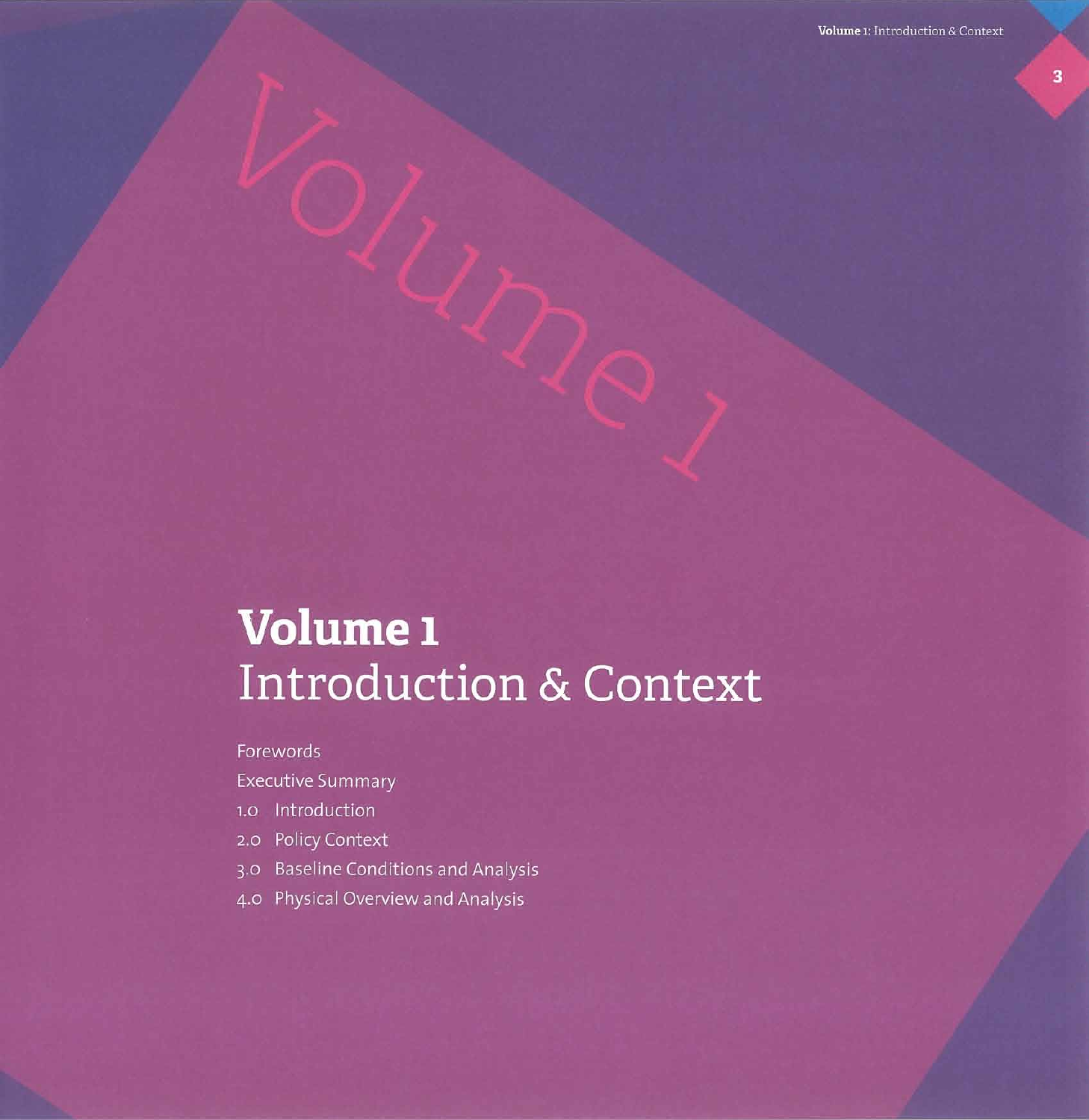# Volume 1
## Introduction & Context

Forewords

Executive Summary

1.0 Introduction

2.0 Policy Context

3.0 Baseline Conditions and Analysis

4.0 Physical Overview and Analysis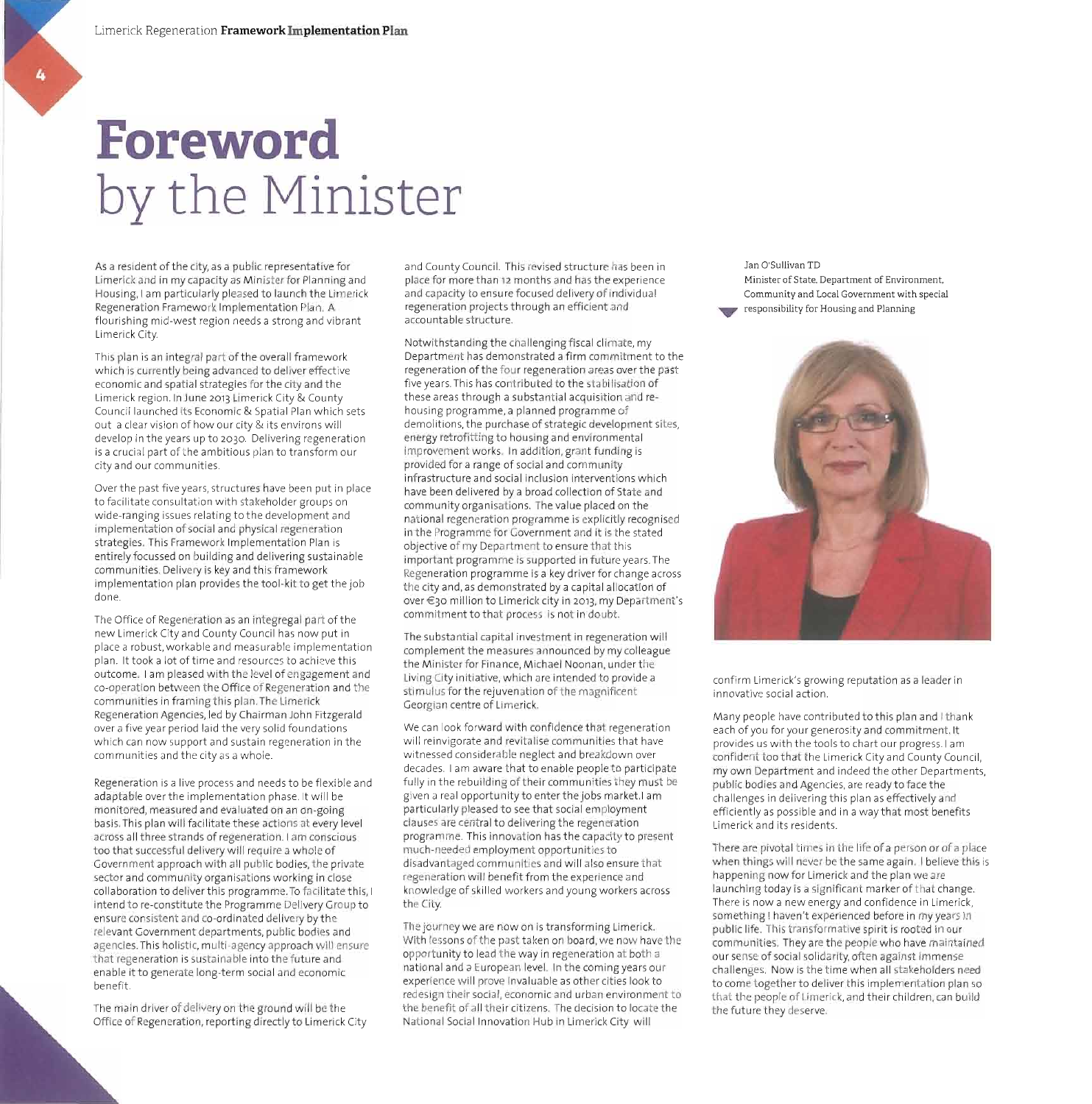# Foreword by the Minister

As a resident of the city, as a public representative for Limerick and in my capacity as Minister for Planning and Housing, I am particularly pleased to launch the Limerick Regeneration Framework Implementation Plan. A flourishing mid-west region needs a strong and vibrant Limerick City.

This plan is an integral part of the overall framework which is currently being advanced to deliver effective economic and spatial strategies for the city and the Limerick region. In June 2013 Limerick City & County Council launched its Economic & Spatial Plan which sets out a clear vision of how our city & its environs will develop in the years up to 2030. Delivering regeneration is a crucial part of the ambitious plan to transform our city and our communities.

Over the past five years, structures have been put in place to facilitate consultation with stakeholder groups on wide-ranging issues relating to the development and implementation of social and physical regeneration strategies. This Framework Implementation Plan is entirely focussed on building and delivering sustainable communities. Delivery is key and this framework implementation plan provides the tool-kit to get the job done.

The Office of Regeneration as an integregal part of the new Limerick City and County Council has now put in place a robust, workable and measurable implementation plan. It took a lot of time and resources to achieve this outcome. I am pleased with the level of engagement and co-operation between the Office of Regeneration and the communities in framing this plan. The Limerick Regeneration Agencies, led by Chairman John Fitzgerald over a five year period laid the very solid foundations which can now support and sustain regeneration in the communities and the city as a whole.

Regeneration is a live process and needs to be flexible and adaptable over the implementation phase. It will be monitored, measured and evaluated on an on-going basis. This plan will facilitate these actions at every level across all three strands of regeneration. I am conscious too that successful delivery will require a whole of Government approach with all public bodies, the private sector and community organisations working in close collaboration to deliver this programme. To facilitate this, I intend to re-constitute the Programme Delivery Group to ensure consistent and co-ordinated delivery by the relevant Government departments, public bodies and agencies. This holistic, multi-agency approach will ensure that regeneration is sustainable into the future and enable it to generate long-term social and economic benefit.

The main driver of delivery on the ground will be the Office of Regeneration, reporting directly to Limerick City and County Council. This revised structure has been in place for more than 12 months and has the experience and capacity to ensure focused delivery of individual regeneration projects through an efficient and accountable structure.

Notwithstanding the challenging fiscal climate, my Department has demonstrated a firm commitment to the regeneration of the four regeneration areas over the past five years. This has contributed to the stabilisation of these areas through a substantial acquisition and re-housing programme, a planned programme of demolitions, the purchase of strategic development sites, energy retrofitting to housing and environmental improvement works. In addition, grant funding is provided for a range of social and community infrastructure and social inclusion interventions which have been delivered by a broad collection of State and community organisations. The value placed on the national regeneration programme is explicitly recognised in the Programme for Government and it is the stated objective of my Department to ensure that this important programme is supported in future years. The Regeneration programme is a key driver for change across the city and, as demonstrated by a capital allocation of over €30 million to Limerick city in 2013, my Department's commitment to that process is not in doubt.

The substantial capital investment in regeneration will complement the measures announced by my colleague the Minister for Finance, Michael Noonan, under the Living City initiative, which are intended to provide a stimulus for the rejuvenation of the magnificent Georgian centre of Limerick.

We can look forward with confidence that regeneration will reinvigorate and revitalise communities that have witnessed considerable neglect and breakdown over decades. I am aware that to enable people to participate fully in the rebuilding of their communities they must be given a real opportunity to enter the jobs market. I am particularly pleased to see that social employment clauses are central to delivering the regeneration programme. This innovation has the capacity to present much-needed employment opportunities to disadvantaged communities and will also ensure that regeneration will benefit from the experience and knowledge of skilled workers and young workers across the City.

The journey we are now on is transforming Limerick. With lessons of the past taken on board, we now have the opportunity to lead the way in regeneration at both a national and a European level. In the coming years our experience will prove invaluable as other cities look to redesign their social, economic and urban environment to the benefit of all their citizens. The decision to locate the National Social Innovation Hub in Limerick City will confirm Limerick's growing reputation as a leader in innovative social action.

Many people have contributed to this plan and I thank each of you for your generosity and commitment. It provides us with the tools to chart our progress. I am confident too that the Limerick City and County Council, my own Department and indeed the other Departments, public bodies and Agencies, are ready to face the challenges in delivering this plan as effectively and efficiently as possible and in a way that most benefits Limerick and its residents.

There are pivotal times in the life of a person or of a place when things will never be the same again. I believe this is happening now for Limerick and the plan we are launching today is a significant marker of that change. There is now a new energy and confidence in Limerick, something I haven't experienced before in my years in public life. This transformative spirit is rooted in our communities. They are the people who have maintained our sense of social solidarity, often against immense challenges. Now is the time when all stakeholders need to come together to deliver this implementation plan so that the people of Limerick, and their children, can build the future they deserve.

Jan O'Sullivan TD
Minister of State, Department of Environment, Community and Local Government with special responsibility for Housing and Planning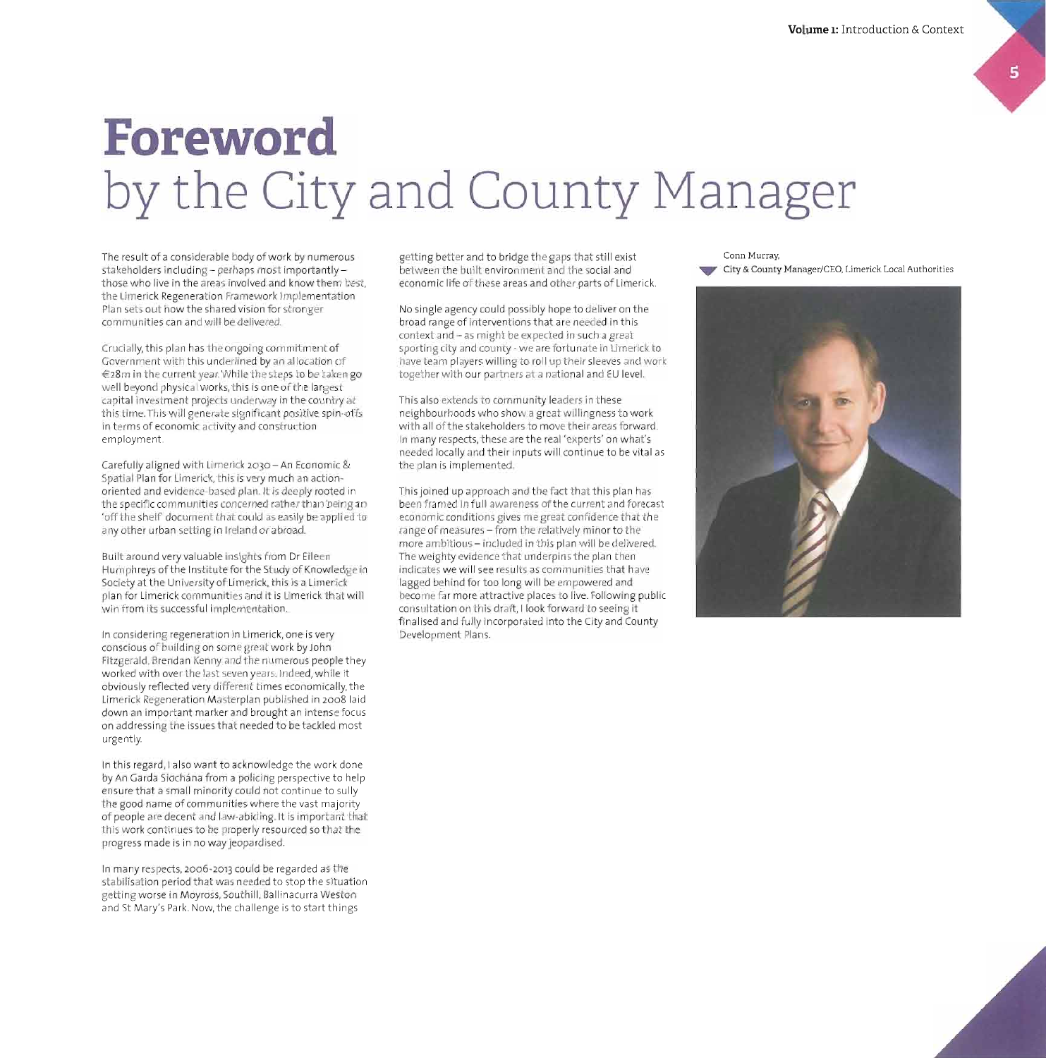# Foreword by the City and County Manager

The result of a considerable body of work by numerous stakeholders including – perhaps most importantly – those who live in the areas involved and know them best, the Limerick Regeneration Framework Implementation Plan sets out how the shared vision for stronger communities can and will be delivered.

Crucially, this plan has the ongoing commitment of Government with this underlined by an allocation of €28m in the current year. While the steps to be taken go well beyond physical works, this is one of the largest capital investment projects underway in the country at this time. This will generate significant positive spin-offs in terms of economic activity and construction employment.

Carefully aligned with Limerick 2030 – An Economic & Spatial Plan for Limerick, this is very much an action-oriented and evidence-based plan. It is deeply rooted in the specific communities concerned rather than being an 'off the shelf' document that could as easily be applied to any other urban setting in Ireland or abroad.

Built around very valuable insights from Dr Eileen Humphreys of the Institute for the Study of Knowledge in Society at the University of Limerick, this is a Limerick plan for Limerick communities and it is Limerick that will win from its successful implementation.

In considering regeneration in Limerick, one is very conscious of building on some great work by John Fitzgerald, Brendan Kenny and the numerous people they worked with over the last seven years. Indeed, while it obviously reflected very different times economically, the Limerick Regeneration Masterplan published in 2008 laid down an important marker and brought an intense focus on addressing the issues that needed to be tackled most urgently.

In this regard, I also want to acknowledge the work done by An Garda Síochána from a policing perspective to help ensure that a small minority could not continue to sully the good name of communities where the vast majority of people are decent and law-abiding. It is important that this work continues to be properly resourced so that the progress made is in no way jeopardised.

In many respects, 2006-2013 could be regarded as the stabilisation period that was needed to stop the situation getting worse in Moyross, Southill, Ballinacurra Weston and St Mary's Park. Now, the challenge is to start things getting better and to bridge the gaps that still exist between the built environment and the social and economic life of these areas and other parts of Limerick.

No single agency could possibly hope to deliver on the broad range of interventions that are needed in this context and – as might be expected in such a great sporting city and county - we are fortunate in Limerick to have team players willing to roll up their sleeves and work together with our partners at a national and EU level.

This also extends to community leaders in these neighbourhoods who show a great willingness to work with all of the stakeholders to move their areas forward. In many respects, these are the real 'experts' on what's needed locally and their inputs will continue to be vital as the plan is implemented.

This joined up approach and the fact that this plan has been framed in full awareness of the current and forecast economic conditions gives me great confidence that the range of measures – from the relatively minor to the more ambitious – included in this plan will be delivered. The weighty evidence that underpins the plan then indicates we will see results as communities that have lagged behind for too long will be empowered and become far more attractive places to live. Following public consultation on this draft, I look forward to seeing it finalised and fully incorporated into the City and County Development Plans.

Conn Murray,
City & County Manager/CEO, Limerick Local Authorities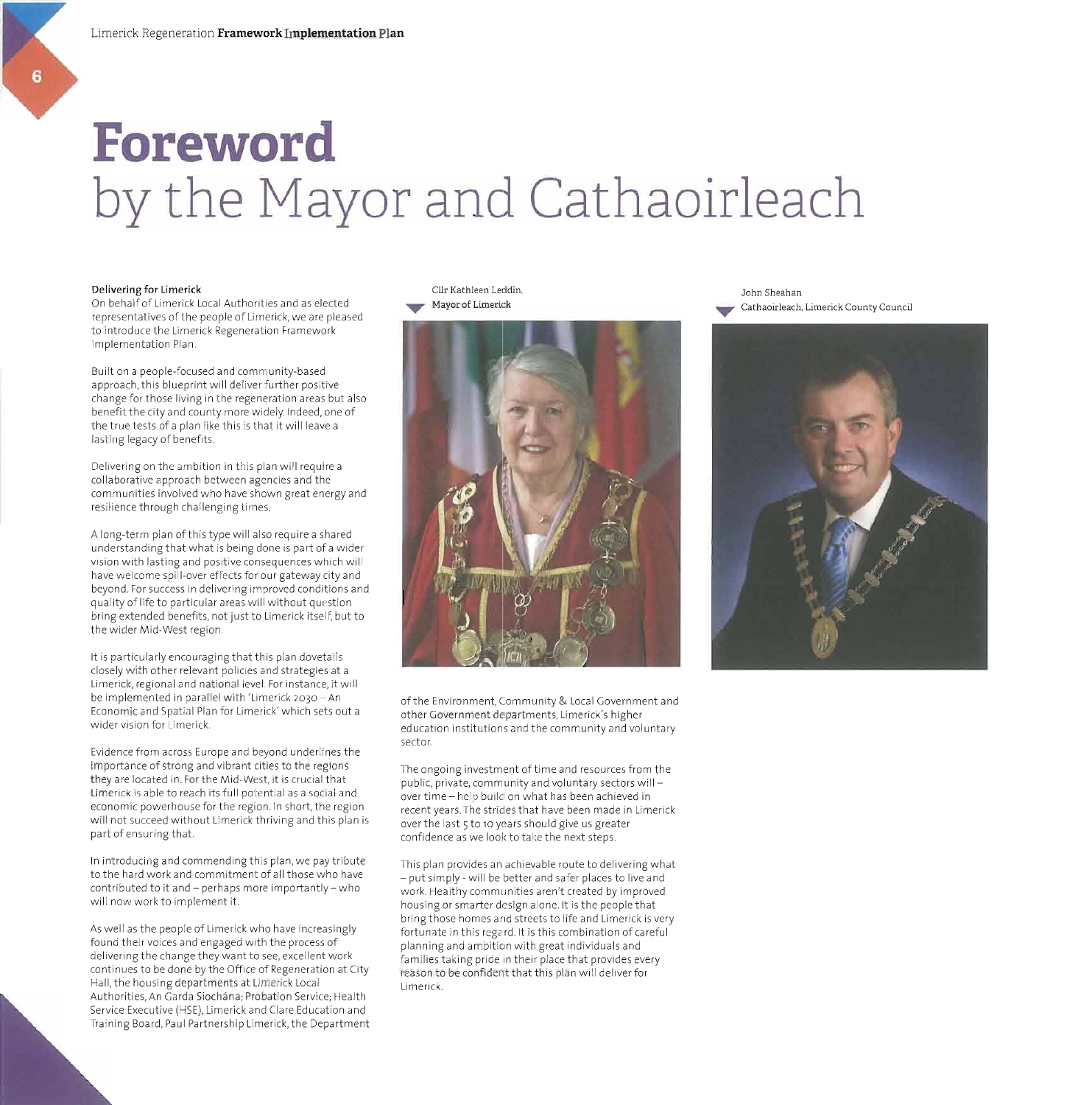# Foreword
## by the Mayor and Cathaoirleach

**Delivering for Limerick**

On behalf of Limerick Local Authorities and as elected representatives of the people of Limerick, we are pleased to introduce the Limerick Regeneration Framework Implementation Plan.

Built on a people-focused and community-based approach, this blueprint will deliver further positive change for those living in the regeneration areas but also benefit the city and county more widely. Indeed, one of the true tests of a plan like this is that it will leave a lasting legacy of benefits.

Delivering on the ambition in this plan will require a collaborative approach between agencies and the communities involved who have shown great energy and resilience through challenging times.

A long-term plan of this type will also require a shared understanding that what is being done is part of a wider vision with lasting and positive consequences which will have welcome spill-over effects for our gateway city and beyond. For success in delivering improved conditions and quality of life to particular areas will without question bring extended benefits, not just to Limerick itself, but to the wider Mid-West region.

It is particularly encouraging that this plan dovetails closely with other relevant policies and strategies at a Limerick, regional and national level. For instance, it will be implemented in parallel with 'Limerick 2030 – An Economic and Spatial Plan for Limerick' which sets out a wider vision for Limerick.

Evidence from across Europe and beyond underlines the importance of strong and vibrant cities to the regions they are located in. For the Mid-West, it is crucial that Limerick is able to reach its full potential as a social and economic powerhouse for the region. In short, the region will not succeed without Limerick thriving and this plan is part of ensuring that.

In introducing and commending this plan, we pay tribute to the hard work and commitment of all those who have contributed to it and – perhaps more importantly – who will now work to implement it.

As well as the people of Limerick who have increasingly found their voices and engaged with the process of delivering the change they want to see, excellent work continues to be done by the Office of Regeneration at City Hall, the housing departments at Limerick Local Authorities, An Garda Síochána; Probation Service; Health Service Executive (HSE), Limerick and Clare Education and Training Board, Paul Partnership Limerick, the Department of the Environment, Community & Local Government and other Government departments, Limerick's higher education institutions and the community and voluntary sector.

The ongoing investment of time and resources from the public, private, community and voluntary sectors will – over time – help build on what has been achieved in recent years. The strides that have been made in Limerick over the last 5 to 10 years should give us greater confidence as we look to take the next steps.

This plan provides an achievable route to delivering what – put simply - will be better and safer places to live and work. Healthy communities aren't created by improved housing or smarter design alone. It is the people that bring those homes and streets to life and Limerick is very fortunate in this regard. It is this combination of careful planning and ambition with great individuals and families taking pride in their place that provides every reason to be confident that this plan will deliver for Limerick.

Cllr Kathleen Leddin,
Mayor of Limerick

John Sheahan
Cathaoirleach, Limerick County Council